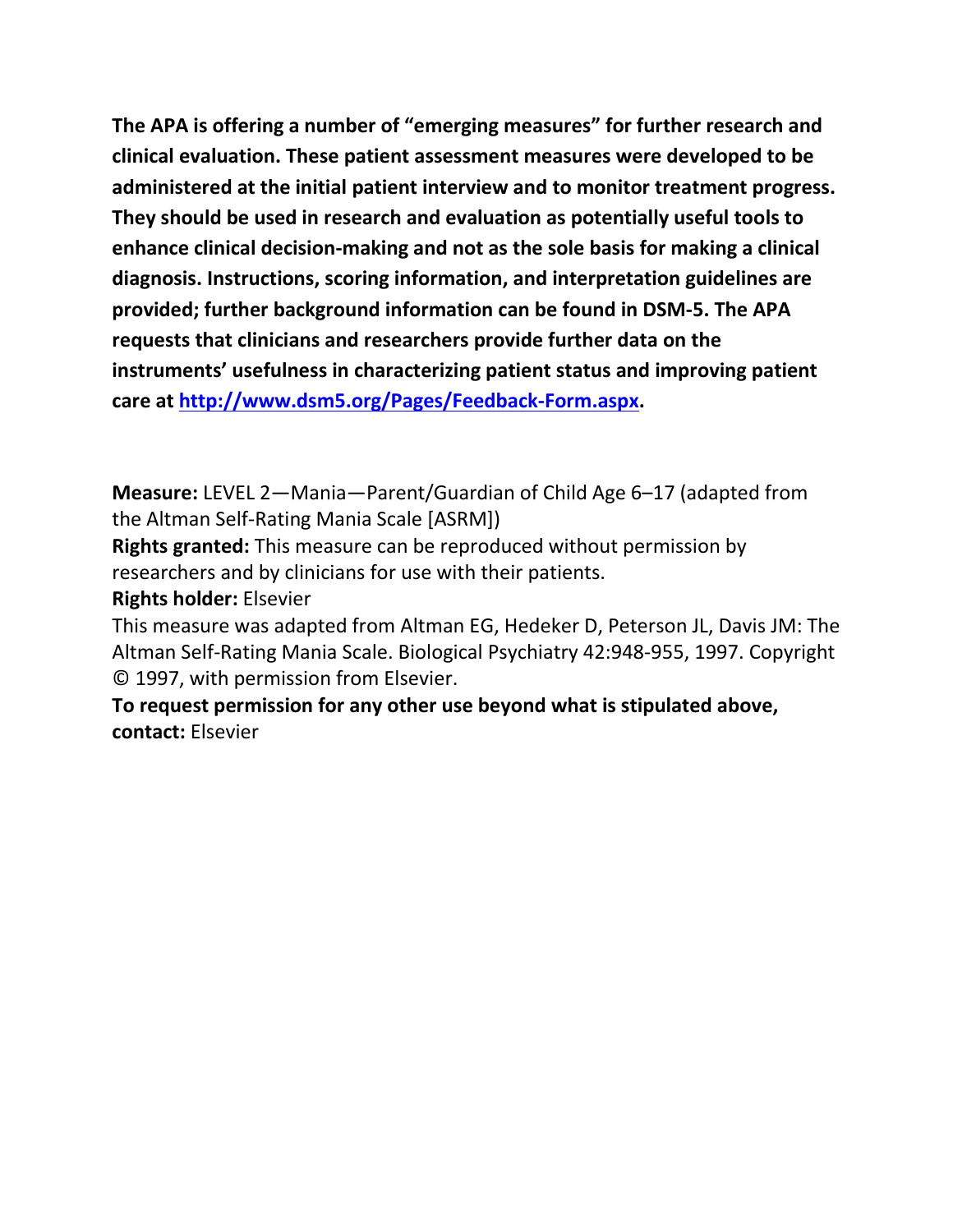**The APA is offering a number of "emerging measures" for further research and clinical evaluation. These patient assessment measures were developed to be administered at the initial patient interview and to monitor treatment progress. They should be used in research and evaluation as potentially useful tools to enhance clinical decision-making and not as the sole basis for making a clinical diagnosis. Instructions, scoring information, and interpretation guidelines are provided; further background information can be found in DSM-5. The APA requests that clinicians and researchers provide further data on the instruments' usefulness in characterizing patient status and improving patient care at [http://www.dsm5.org/Pages/Feedback-Form.aspx](http://www.dsm5.org/Pages/Feedback-Form.aspx).**

**Measure:** LEVEL 2—Mania—Parent/Guardian of Child Age 6–17 (adapted from the Altman Self-Rating Mania Scale [ASRM])

**Rights granted:** This measure can be reproduced without permission by researchers and by clinicians for use with their patients.

**Rights holder:** Elsevier

This measure was adapted from Altman EG, Hedeker D, Peterson JL, Davis JM: The Altman Self-Rating Mania Scale. Biological Psychiatry 42:948-955, 1997. Copyright © 1997, with permission from Elsevier.

**To request permission for any other use beyond what is stipulated above, contact:** Elsevier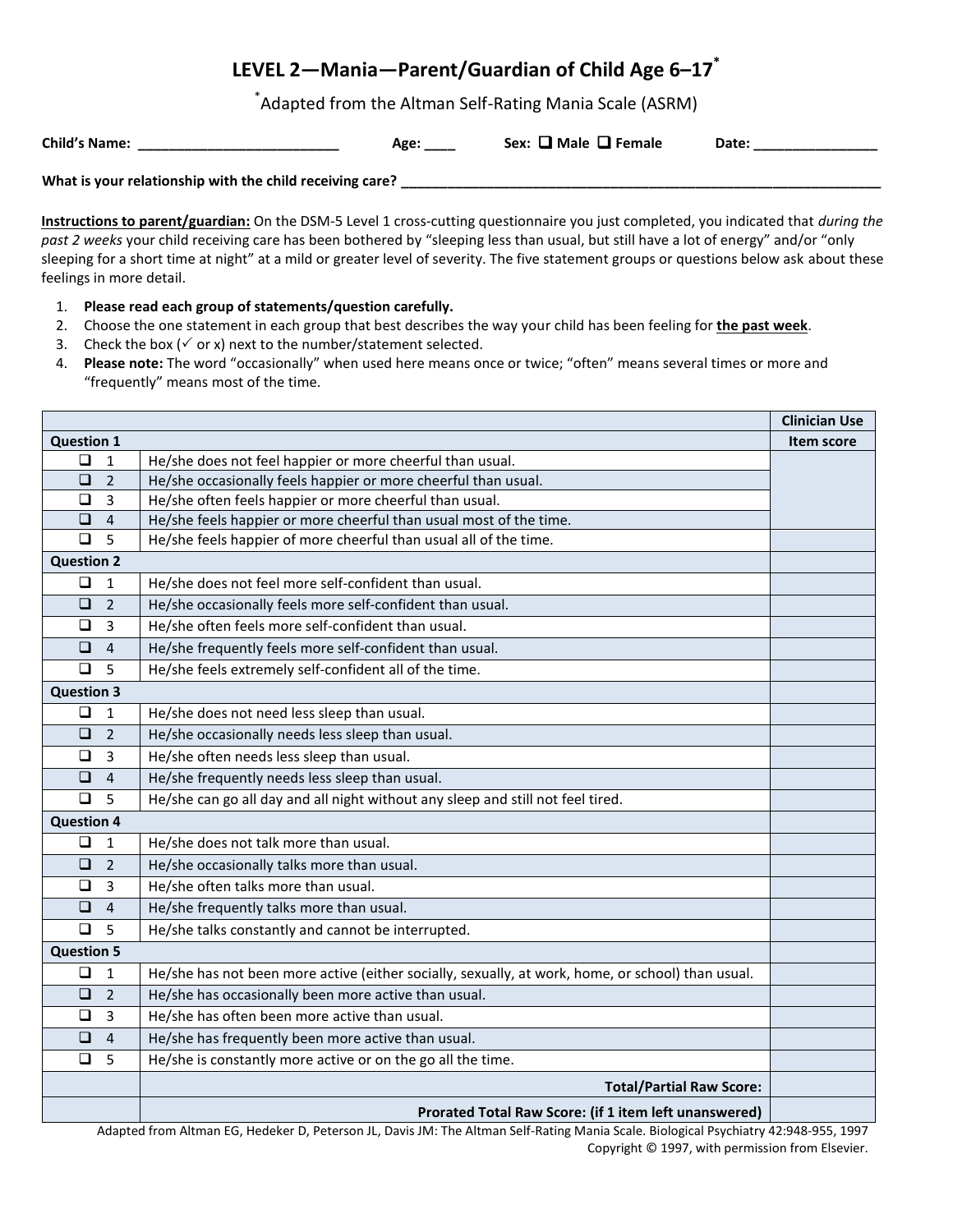# LEVEL 2—Mania—Parent/Guardian of Child Age 6–17[*]

[*]Adapted from the Altman Self-Rating Mania Scale (ASRM)

**Child's Name:** ___________________________ **Age:** ____ **Sex:** ❑ Male ❑ Female **Date:** ________________

**What is your relationship with the child receiving care?** ________________________________________________________________

**Instructions to parent/guardian:** On the DSM-5 Level 1 cross-cutting questionnaire you just completed, you indicated that *during the past 2 weeks* your child receiving care has been bothered by "sleeping less than usual, but still have a lot of energy" and/or "only sleeping for a short time at night" at a mild or greater level of severity. The five statement groups or questions below ask about these feelings in more detail.

1. **Please read each group of statements/question carefully.**
2. Choose the one statement in each group that best describes the way your child has been feeling for **the past week**.
3. Check the box (✓ or x) next to the number/statement selected.
4. **Please note:** The word "occasionally" when used here means once or twice; "often" means several times or more and "frequently" means most of the time.

| | | Clinician Use |
|---|---|---|
| **Question 1** | | **Item score** |
| ❑ 1 | He/she does not feel happier or more cheerful than usual. | |
| ❑ 2 | He/she occasionally feels happier or more cheerful than usual. | |
| ❑ 3 | He/she often feels happier or more cheerful than usual. | |
| ❑ 4 | He/she feels happier or more cheerful than usual most of the time. | |
| ❑ 5 | He/she feels happier of more cheerful than usual all of the time. | |
| **Question 2** | | |
| ❑ 1 | He/she does not feel more self-confident than usual. | |
| ❑ 2 | He/she occasionally feels more self-confident than usual. | |
| ❑ 3 | He/she often feels more self-confident than usual. | |
| ❑ 4 | He/she frequently feels more self-confident than usual. | |
| ❑ 5 | He/she feels extremely self-confident all of the time. | |
| **Question 3** | | |
| ❑ 1 | He/she does not need less sleep than usual. | |
| ❑ 2 | He/she occasionally needs less sleep than usual. | |
| ❑ 3 | He/she often needs less sleep than usual. | |
| ❑ 4 | He/she frequently needs less sleep than usual. | |
| ❑ 5 | He/she can go all day and all night without any sleep and still not feel tired. | |
| **Question 4** | | |
| ❑ 1 | He/she does not talk more than usual. | |
| ❑ 2 | He/she occasionally talks more than usual. | |
| ❑ 3 | He/she often talks more than usual. | |
| ❑ 4 | He/she frequently talks more than usual. | |
| ❑ 5 | He/she talks constantly and cannot be interrupted. | |
| **Question 5** | | |
| ❑ 1 | He/she has not been more active (either socially, sexually, at work, home, or school) than usual. | |
| ❑ 2 | He/she has occasionally been more active than usual. | |
| ❑ 3 | He/she has often been more active than usual. | |
| ❑ 4 | He/she has frequently been more active than usual. | |
| ❑ 5 | He/she is constantly more active or on the go all the time. | |
| | **Total/Partial Raw Score:** | |
| | **Prorated Total Raw Score: (if 1 item left unanswered)** | |

Adapted from Altman EG, Hedeker D, Peterson JL, Davis JM: The Altman Self-Rating Mania Scale. Biological Psychiatry 42:948-955, 1997
Copyright © 1997, with permission from Elsevier.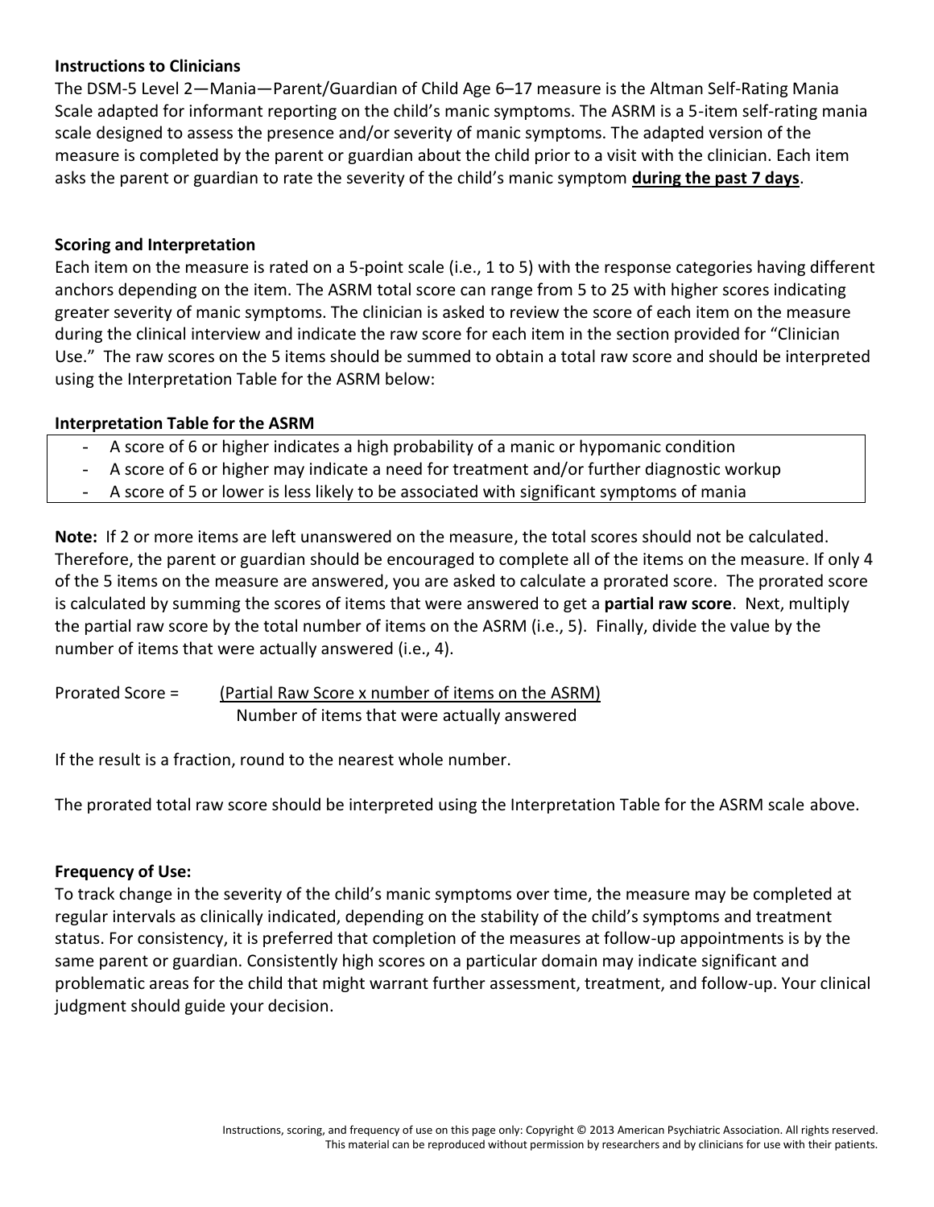**Instructions to Clinicians**

The DSM-5 Level 2—Mania—Parent/Guardian of Child Age 6–17 measure is the Altman Self-Rating Mania Scale adapted for informant reporting on the child's manic symptoms. The ASRM is a 5-item self-rating mania scale designed to assess the presence and/or severity of manic symptoms. The adapted version of the measure is completed by the parent or guardian about the child prior to a visit with the clinician. Each item asks the parent or guardian to rate the severity of the child's manic symptom **during the past 7 days**.

**Scoring and Interpretation**

Each item on the measure is rated on a 5-point scale (i.e., 1 to 5) with the response categories having different anchors depending on the item. The ASRM total score can range from 5 to 25 with higher scores indicating greater severity of manic symptoms. The clinician is asked to review the score of each item on the measure during the clinical interview and indicate the raw score for each item in the section provided for "Clinician Use." The raw scores on the 5 items should be summed to obtain a total raw score and should be interpreted using the Interpretation Table for the ASRM below:

**Interpretation Table for the ASRM**

- A score of 6 or higher indicates a high probability of a manic or hypomanic condition
- A score of 6 or higher may indicate a need for treatment and/or further diagnostic workup
- A score of 5 or lower is less likely to be associated with significant symptoms of mania

**Note:** If 2 or more items are left unanswered on the measure, the total scores should not be calculated. Therefore, the parent or guardian should be encouraged to complete all of the items on the measure. If only 4 of the 5 items on the measure are answered, you are asked to calculate a prorated score. The prorated score is calculated by summing the scores of items that were answered to get a **partial raw score**. Next, multiply the partial raw score by the total number of items on the ASRM (i.e., 5). Finally, divide the value by the number of items that were actually answered (i.e., 4).

$$\text{Prorated Score} = \frac{\text{(Partial Raw Score x number of items on the ASRM)}}{\text{Number of items that were actually answered}}$$

If the result is a fraction, round to the nearest whole number.

The prorated total raw score should be interpreted using the Interpretation Table for the ASRM scale above.

**Frequency of Use:**

To track change in the severity of the child's manic symptoms over time, the measure may be completed at regular intervals as clinically indicated, depending on the stability of the child's symptoms and treatment status. For consistency, it is preferred that completion of the measures at follow-up appointments is by the same parent or guardian. Consistently high scores on a particular domain may indicate significant and problematic areas for the child that might warrant further assessment, treatment, and follow-up. Your clinical judgment should guide your decision.

Instructions, scoring, and frequency of use on this page only: Copyright © 2013 American Psychiatric Association. All rights reserved. This material can be reproduced without permission by researchers and by clinicians for use with their patients.